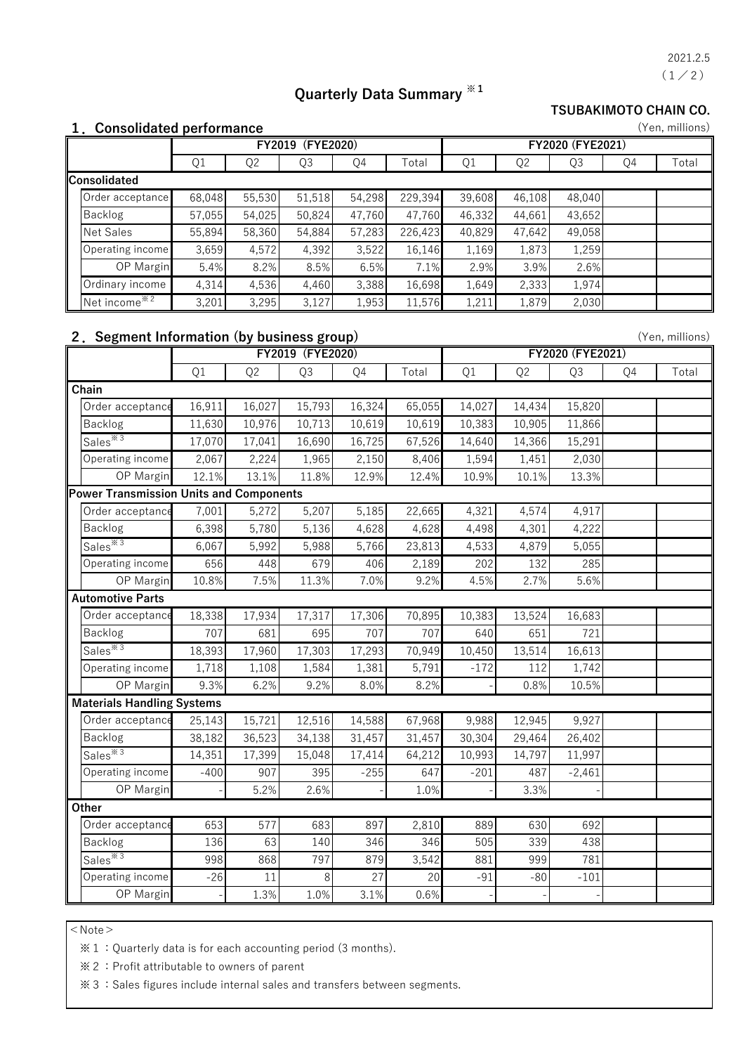2021.2.5

# Quarterly Data Summary ※1

**TSUBAKIMOTO CHAIN CO.**

## 1．Consolidated performance

(Yen, millions)

| | FY2019 (FYE2020) | | | | | FY2020 (FYE2021) | | | | |
|---|---|---|---|---|---|---|---|---|---|---|
| | Q1 | Q2 | Q3 | Q4 | Total | Q1 | Q2 | Q3 | Q4 | Total |
| **Consolidated** | | | | | | | | | | |
| Order acceptance | 68,048 | 55,530 | 51,518 | 54,298 | 229,394 | 39,608 | 46,108 | 48,040 | | |
| Backlog | 57,055 | 54,025 | 50,824 | 47,760 | 47,760 | 46,332 | 44,661 | 43,652 | | |
| Net Sales | 55,894 | 58,360 | 54,884 | 57,283 | 226,423 | 40,829 | 47,642 | 49,058 | | |
| Operating income | 3,659 | 4,572 | 4,392 | 3,522 | 16,146 | 1,169 | 1,873 | 1,259 | | |
| OP Margin | 5.4% | 8.2% | 8.5% | 6.5% | 7.1% | 2.9% | 3.9% | 2.6% | | |
| Ordinary income | 4,314 | 4,536 | 4,460 | 3,388 | 16,698 | 1,649 | 2,333 | 1,974 | | |
| Net income※2 | 3,201 | 3,295 | 3,127 | 1,953 | 11,576 | 1,211 | 1,879 | 2,030 | | |

## 2．Segment Information (by business group)

(Yen, millions)

| | FY2019 (FYE2020) | | | | | FY2020 (FYE2021) | | | | |
|---|---|---|---|---|---|---|---|---|---|---|
| | Q1 | Q2 | Q3 | Q4 | Total | Q1 | Q2 | Q3 | Q4 | Total |
| **Chain** | | | | | | | | | | |
| Order acceptance | 16,911 | 16,027 | 15,793 | 16,324 | 65,055 | 14,027 | 14,434 | 15,820 | | |
| Backlog | 11,630 | 10,976 | 10,713 | 10,619 | 10,619 | 10,383 | 10,905 | 11,866 | | |
| Sales※3 | 17,070 | 17,041 | 16,690 | 16,725 | 67,526 | 14,640 | 14,366 | 15,291 | | |
| Operating income | 2,067 | 2,224 | 1,965 | 2,150 | 8,406 | 1,594 | 1,451 | 2,030 | | |
| OP Margin | 12.1% | 13.1% | 11.8% | 12.9% | 12.4% | 10.9% | 10.1% | 13.3% | | |
| **Power Transmission Units and Components** | | | | | | | | | | |
| Order acceptance | 7,001 | 5,272 | 5,207 | 5,185 | 22,665 | 4,321 | 4,574 | 4,917 | | |
| Backlog | 6,398 | 5,780 | 5,136 | 4,628 | 4,628 | 4,498 | 4,301 | 4,222 | | |
| Sales※3 | 6,067 | 5,992 | 5,988 | 5,766 | 23,813 | 4,533 | 4,879 | 5,055 | | |
| Operating income | 656 | 448 | 679 | 406 | 2,189 | 202 | 132 | 285 | | |
| OP Margin | 10.8% | 7.5% | 11.3% | 7.0% | 9.2% | 4.5% | 2.7% | 5.6% | | |
| **Automotive Parts** | | | | | | | | | | |
| Order acceptance | 18,338 | 17,934 | 17,317 | 17,306 | 70,895 | 10,383 | 13,524 | 16,683 | | |
| Backlog | 707 | 681 | 695 | 707 | 707 | 640 | 651 | 721 | | |
| Sales※3 | 18,393 | 17,960 | 17,303 | 17,293 | 70,949 | 10,450 | 13,514 | 16,613 | | |
| Operating income | 1,718 | 1,108 | 1,584 | 1,381 | 5,791 | -172 | 112 | 1,742 | | |
| OP Margin | 9.3% | 6.2% | 9.2% | 8.0% | 8.2% | - | 0.8% | 10.5% | | |
| **Materials Handling Systems** | | | | | | | | | | |
| Order acceptance | 25,143 | 15,721 | 12,516 | 14,588 | 67,968 | 9,988 | 12,945 | 9,927 | | |
| Backlog | 38,182 | 36,523 | 34,138 | 31,457 | 31,457 | 30,304 | 29,464 | 26,402 | | |
| Sales※3 | 14,351 | 17,399 | 15,048 | 17,414 | 64,212 | 10,993 | 14,797 | 11,997 | | |
| Operating income | -400 | 907 | 395 | -255 | 647 | -201 | 487 | -2,461 | | |
| OP Margin | - | 5.2% | 2.6% | - | 1.0% | - | 3.3% | - | | |
| **Other** | | | | | | | | | | |
| Order acceptance | 653 | 577 | 683 | 897 | 2,810 | 889 | 630 | 692 | | |
| Backlog | 136 | 63 | 140 | 346 | 346 | 505 | 339 | 438 | | |
| Sales※3 | 998 | 868 | 797 | 879 | 3,542 | 881 | 999 | 781 | | |
| Operating income | -26 | 11 | 8 | 27 | 20 | -91 | -80 | -101 | | |
| OP Margin | - | 1.3% | 1.0% | 3.1% | 0.6% | - | - | - | | |

＜Note＞

※１：Quarterly data is for each accounting period (3 months).

※２：Profit attributable to owners of parent

※３：Sales figures include internal sales and transfers between segments.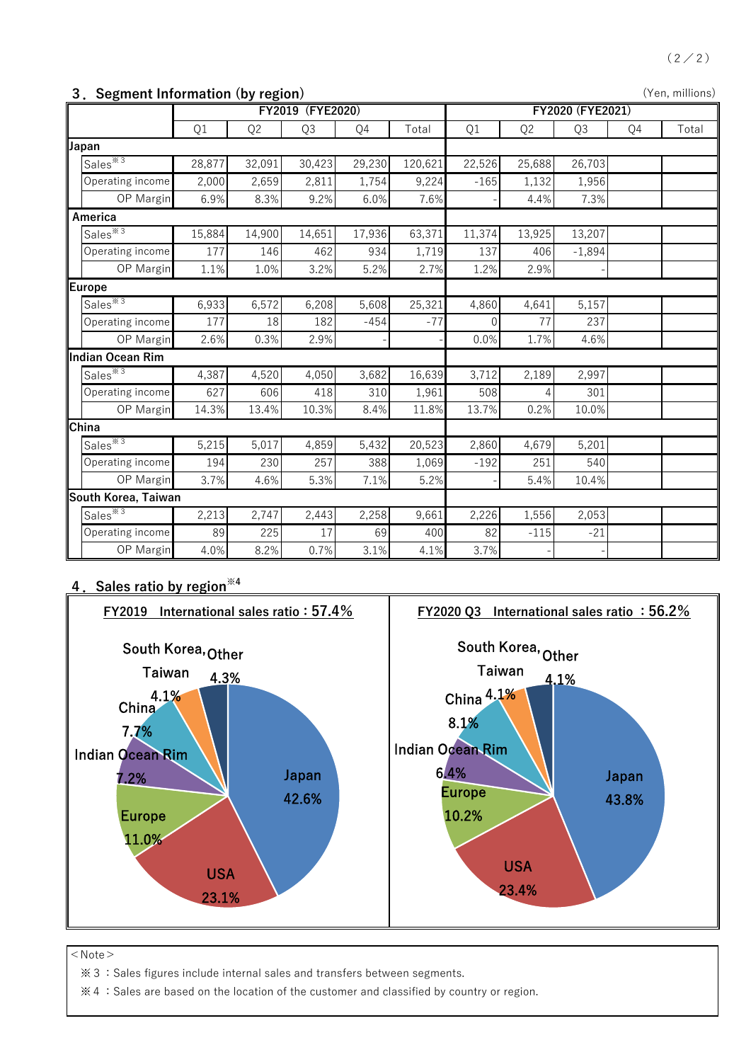## 3．Segment Information (by region)

(Yen, millions)

| | FY2019 (FYE2020) | | | | | FY2020 (FYE2021) | | | | |
|---|---|---|---|---|---|---|---|---|---|---|
| | Q1 | Q2 | Q3 | Q4 | Total | Q1 | Q2 | Q3 | Q4 | Total |
| **Japan** | | | | | | | | | | |
| Sales※3 | 28,877 | 32,091 | 30,423 | 29,230 | 120,621 | 22,526 | 25,688 | 26,703 | | |
| Operating income | 2,000 | 2,659 | 2,811 | 1,754 | 9,224 | -165 | 1,132 | 1,956 | | |
| OP Margin | 6.9% | 8.3% | 9.2% | 6.0% | 7.6% | - | 4.4% | 7.3% | | |
| **America** | | | | | | | | | | |
| Sales※3 | 15,884 | 14,900 | 14,651 | 17,936 | 63,371 | 11,374 | 13,925 | 13,207 | | |
| Operating income | 177 | 146 | 462 | 934 | 1,719 | 137 | 406 | -1,894 | | |
| OP Margin | 1.1% | 1.0% | 3.2% | 5.2% | 2.7% | 1.2% | 2.9% | - | | |
| **Europe** | | | | | | | | | | |
| Sales※3 | 6,933 | 6,572 | 6,208 | 5,608 | 25,321 | 4,860 | 4,641 | 5,157 | | |
| Operating income | 177 | 18 | 182 | -454 | -77 | 0 | 77 | 237 | | |
| OP Margin | 2.6% | 0.3% | 2.9% | - | - | 0.0% | 1.7% | 4.6% | | |
| **Indian Ocean Rim** | | | | | | | | | | |
| Sales※3 | 4,387 | 4,520 | 4,050 | 3,682 | 16,639 | 3,712 | 2,189 | 2,997 | | |
| Operating income | 627 | 606 | 418 | 310 | 1,961 | 508 | 4 | 301 | | |
| OP Margin | 14.3% | 13.4% | 10.3% | 8.4% | 11.8% | 13.7% | 0.2% | 10.0% | | |
| **China** | | | | | | | | | | |
| Sales※3 | 5,215 | 5,017 | 4,859 | 5,432 | 20,523 | 2,860 | 4,679 | 5,201 | | |
| Operating income | 194 | 230 | 257 | 388 | 1,069 | -192 | 251 | 540 | | |
| OP Margin | 3.7% | 4.6% | 5.3% | 7.1% | 5.2% | - | 5.4% | 10.4% | | |
| **South Korea, Taiwan** | | | | | | | | | | |
| Sales※3 | 2,213 | 2,747 | 2,443 | 2,258 | 9,661 | 2,226 | 1,556 | 2,053 | | |
| Operating income | 89 | 225 | 17 | 69 | 400 | 82 | -115 | -21 | | |
| OP Margin | 4.0% | 8.2% | 0.7% | 3.1% | 4.1% | 3.7% | - | - | | |

## 4．Sales ratio by region※4

**FY2019 International sales ratio：57.4%**

Japan 42.6%
USA 23.1%
Europe 11.0%
Indian Ocean Rim 7.2%
China 7.7%
South Korea, Taiwan 4.1%
Other 4.3%

**FY2020 Q3 International sales ratio ：56.2%**

Japan 43.8%
USA 23.4%
Europe 10.2%
Indian Ocean Rim 6.4%
China 8.1%
South Korea, Taiwan 4.1%
Other 4.1%

＜Note＞

※3 ：Sales figures include internal sales and transfers between segments.

※4 ：Sales are based on the location of the customer and classified by country or region.